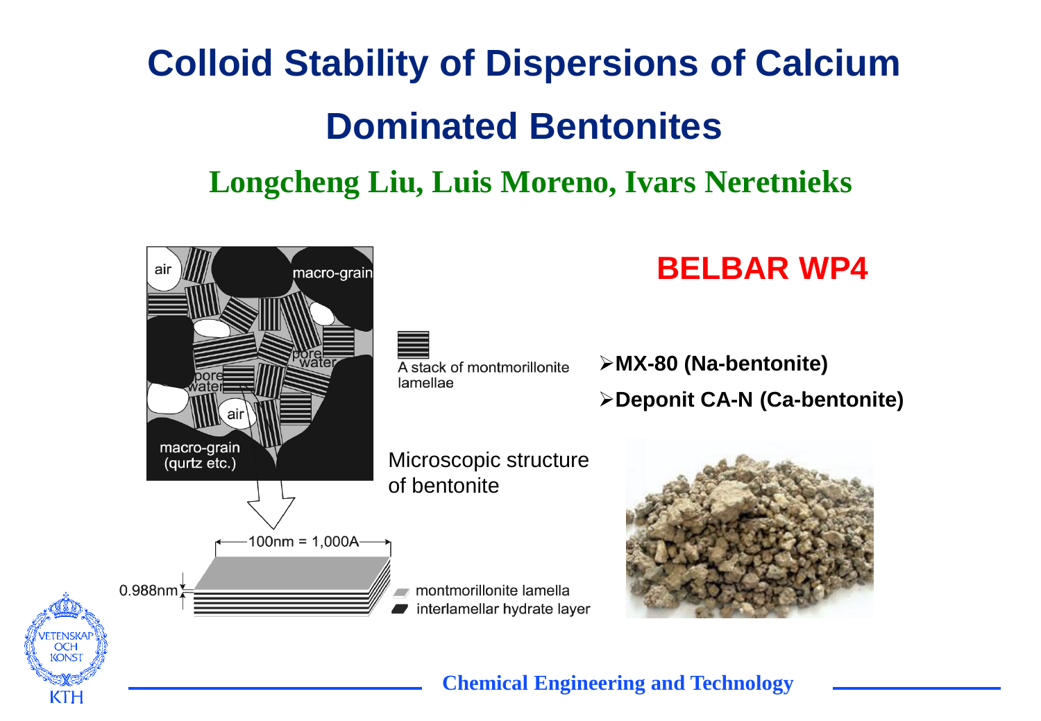# Colloid Stability of Dispersions of Calcium Dominated Bentonites

## Longcheng Liu, Luis Moreno, Ivars Neretnieks

air

macro-grain

pore water

pore water

air

macro-grain (qurtz etc.)

A stack of montmorillonite lamellae

Microscopic structure of bentonite

100nm = 1,000A

0.988nm

montmorillonite lamella

interlamellar hydrate layer

## BELBAR WP4

- **MX-80 (Na-bentonite)**
- **Deponit CA-N (Ca-bentonite)**

Chemical Engineering and Technology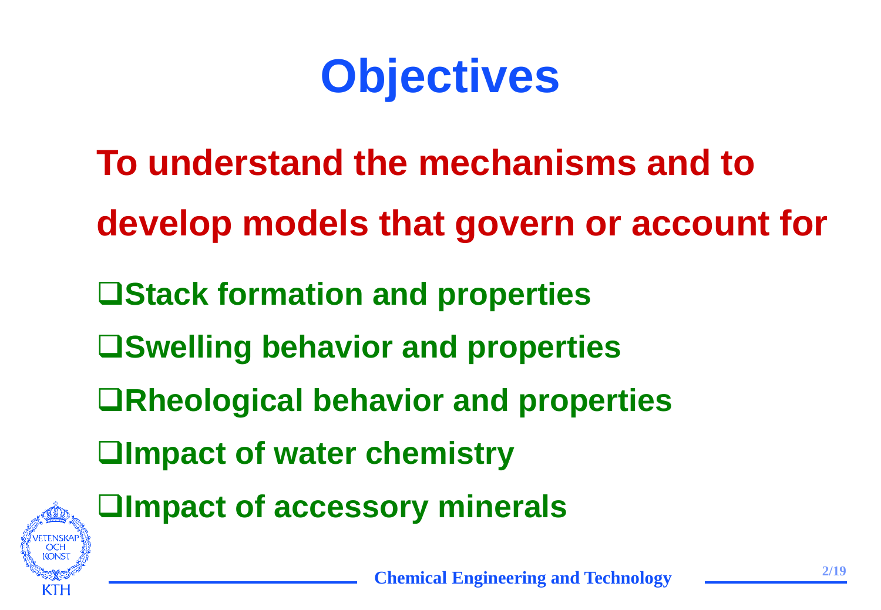# Objectives

**To understand the mechanisms and to develop models that govern or account for**

- ❑ **Stack formation and properties**
- ❑ **Swelling behavior and properties**
- ❑ **Rheological behavior and properties**
- ❑ **Impact of water chemistry**
- ❑ **Impact of accessory minerals**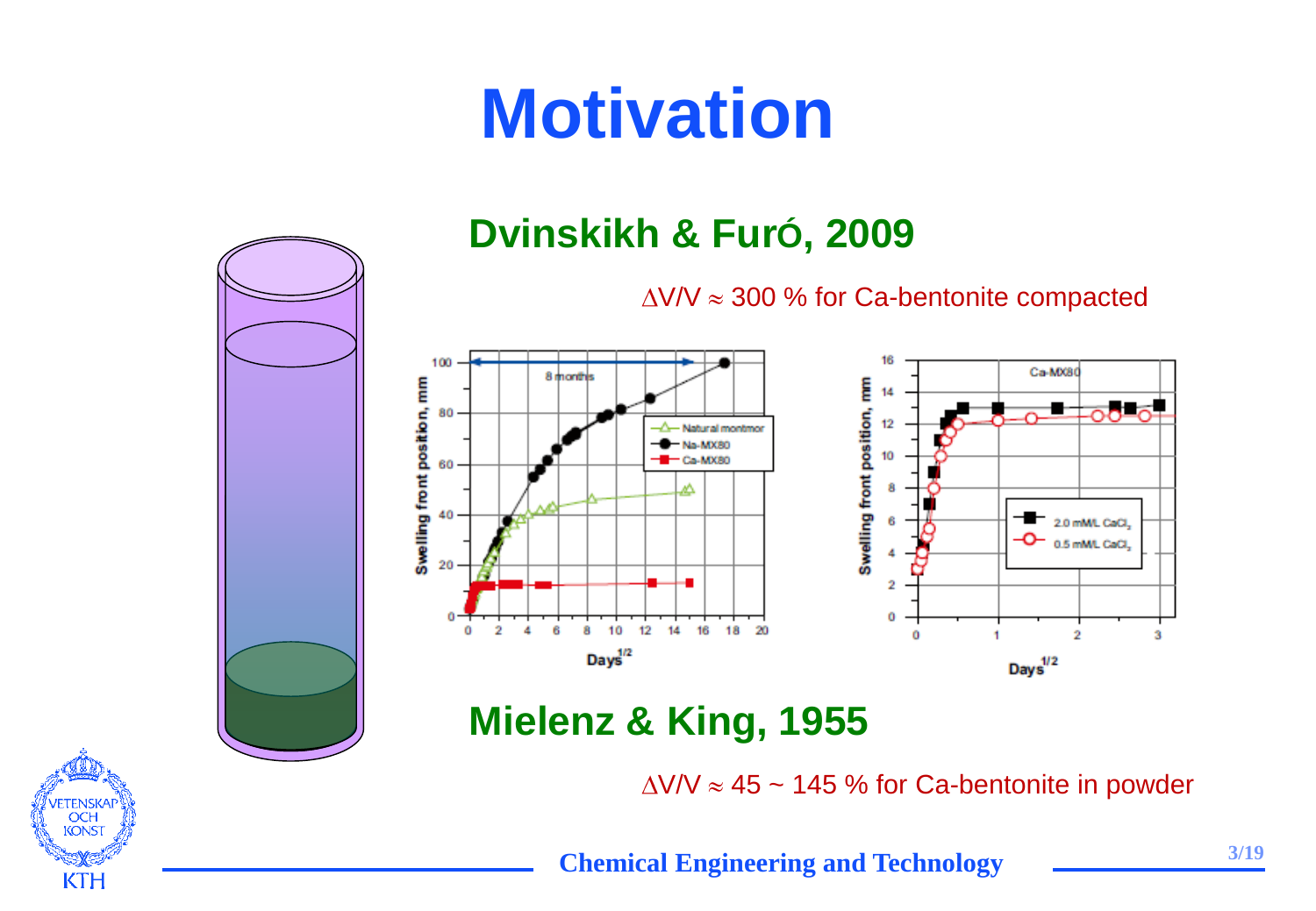# Motivation

## Dvinskikh & Furó, 2009

$\Delta V/V \approx 300$ % for Ca-bentonite compacted

8 months

Swelling front position, mm

100
80
60
40
20
0

0 2 4 6 8 10 12 14 16 18 20

Days$^{1/2}$

Natural montmor
Na-MX80
Ca-MX80

Ca-MX80

Swelling front position, mm

16
14
12
10
8
6
4
2
0

0 1 2 3

Days$^{1/2}$

2.0 mM/L $CaCl_2$
0.5 mM/L $CaCl_2$

## Mielenz & King, 1955

$\Delta V/V \approx 45$ ~ 145 % for Ca-bentonite in powder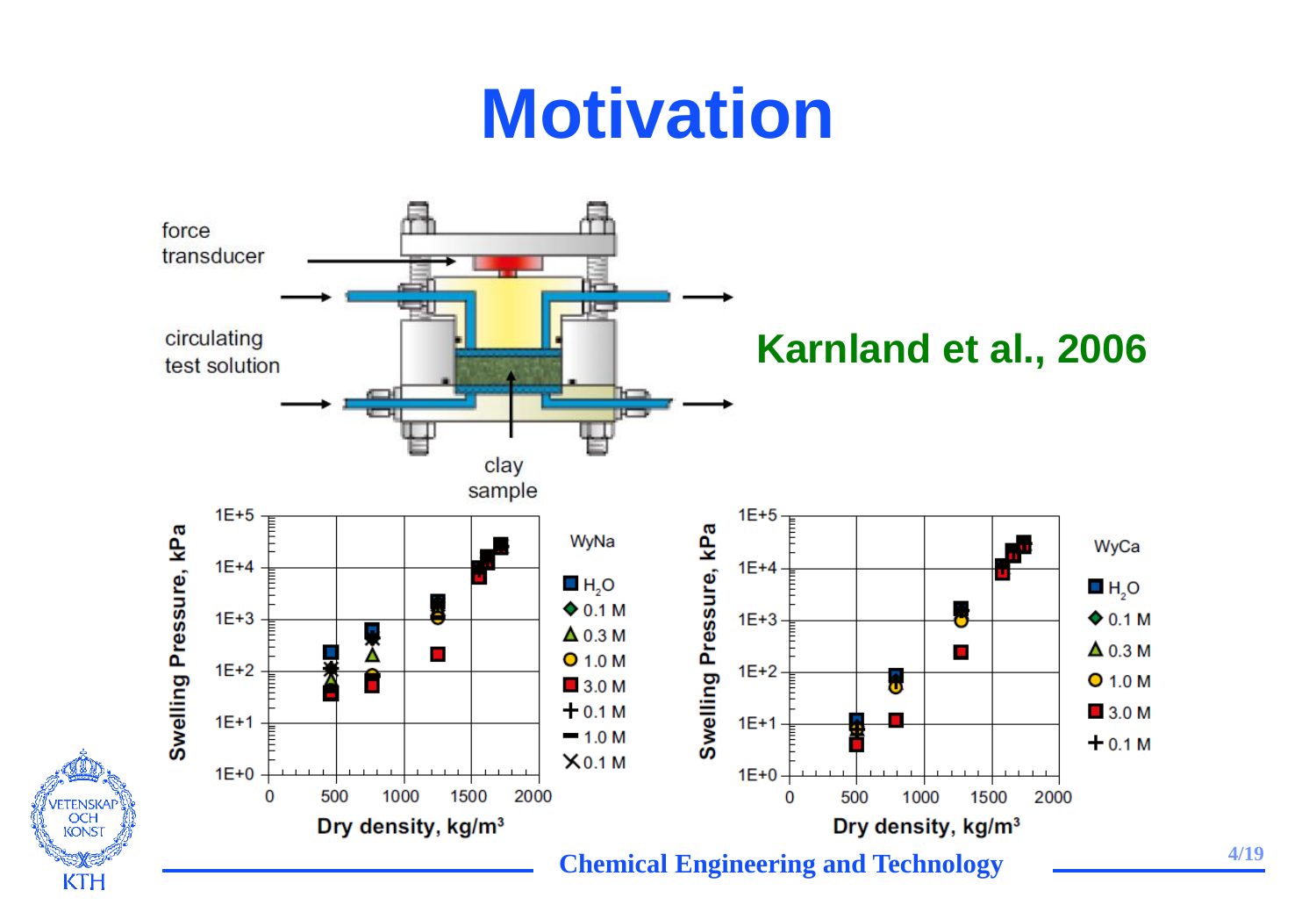# Motivation

force transducer

circulating test solution

clay sample

**Karnland et al., 2006**

Swelling Pressure, kPa

Dry density, kg/m³

WyNa: $H_2O$, 0.1 M, 0.3 M, 1.0 M, 3.0 M, 0.1 M, 1.0 M, 0.1 M

Swelling Pressure, kPa

Dry density, kg/m³

WyCa: $H_2O$, 0.1 M, 0.3 M, 1.0 M, 3.0 M, 0.1 M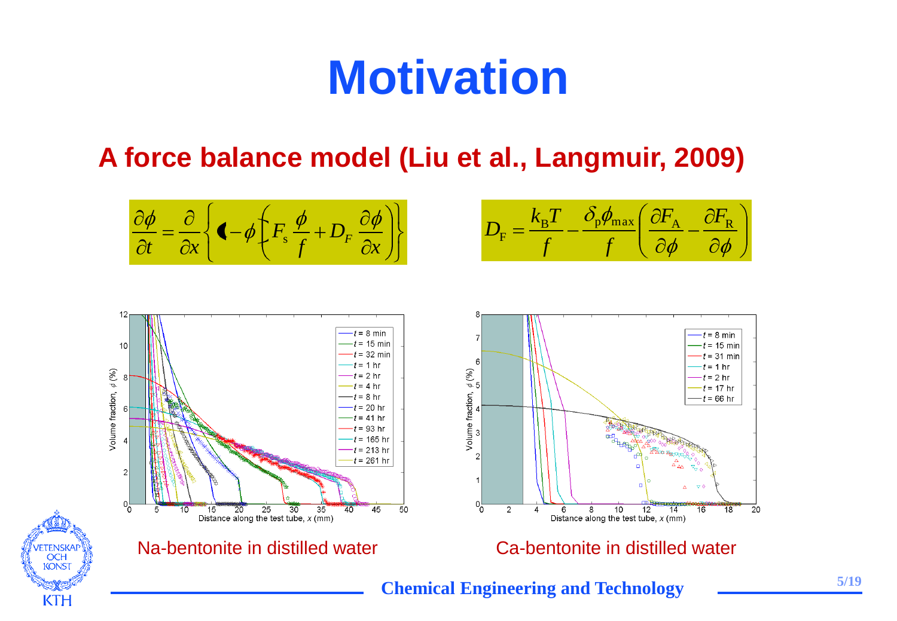# Motivation

## A force balance model (Liu et al., Langmuir, 2009)

$$\frac{\partial \phi}{\partial t} = \frac{\partial}{\partial x}\left\{(1-\phi)\left(F_s \frac{\phi}{f} + D_F \frac{\partial \phi}{\partial x}\right)\right\}$$

$$D_F = \frac{k_B T}{f} - \frac{\delta_p \phi_{max}}{f}\left(\frac{\partial F_A}{\partial \phi} - \frac{\partial F_R}{\partial \phi}\right)$$

Na-bentonite in distilled water

Ca-bentonite in distilled water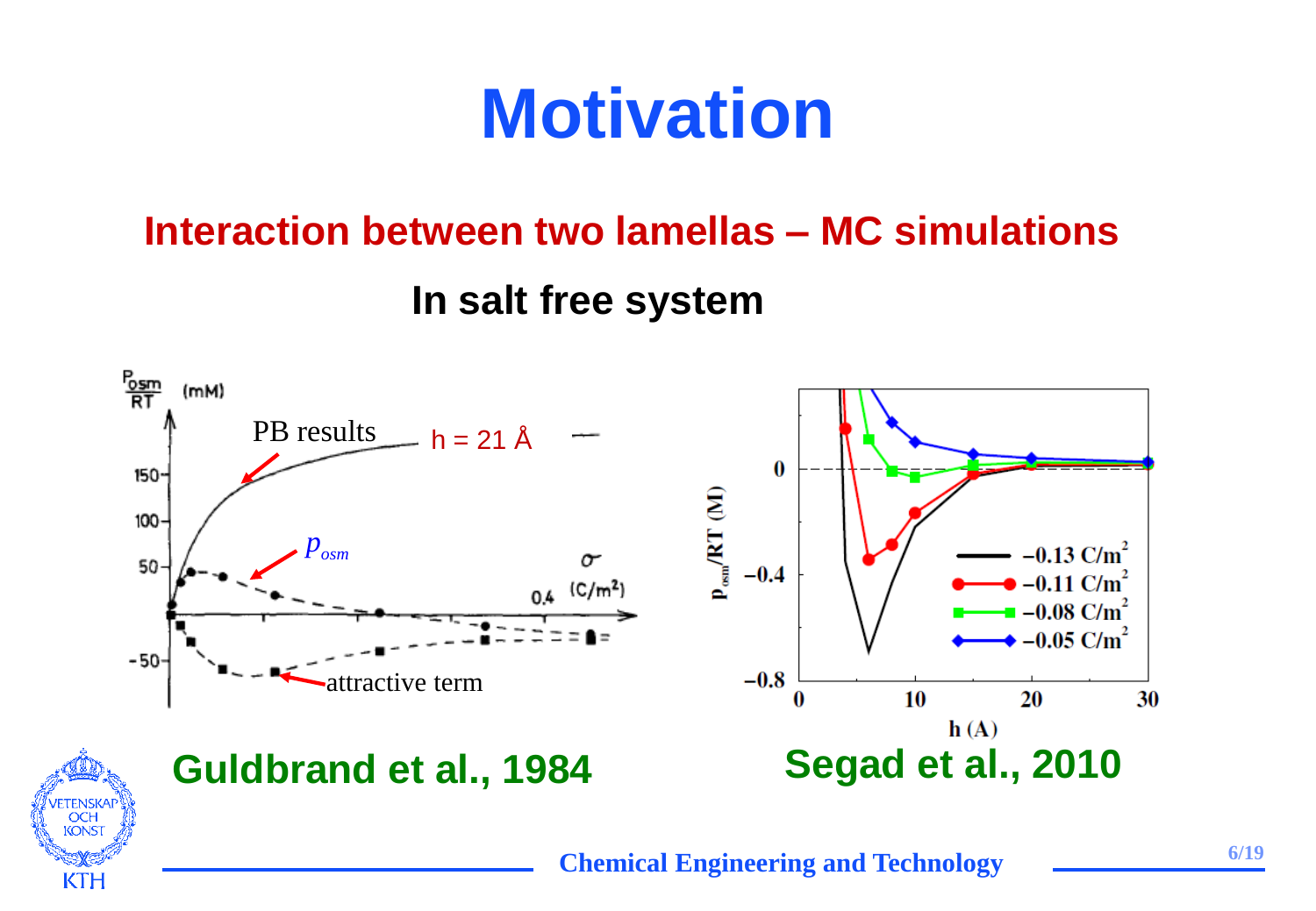# Motivation

## Interaction between two lamellas – MC simulations

### In salt free system

**Guldbrand et al., 1984**

**Segad et al., 2010**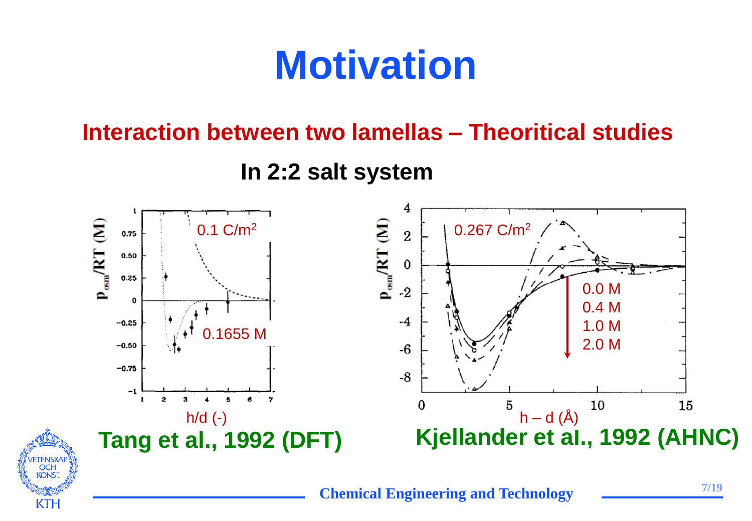# Motivation

## Interaction between two lamellas – Theoritical studies

### In 2:2 salt system

$p_{osm}/RT$ (M)

1
0.75
0.50
0.25
0
−0.25
−0.50
−0.75
−1

1 2 3 4 5 6 7

0.1 C/m$^2$

0.1655 M

h/d (-)

**Tang et al., 1992 (DFT)**

$p_{osm}/RT$ (M)

4
2
0
-2
-4
-6
-8

0 5 10 15

0.267 C/m$^2$

0.0 M
0.4 M
1.0 M
2.0 M

h – d (Å)

**Kjellander et al., 1992 (AHNC)**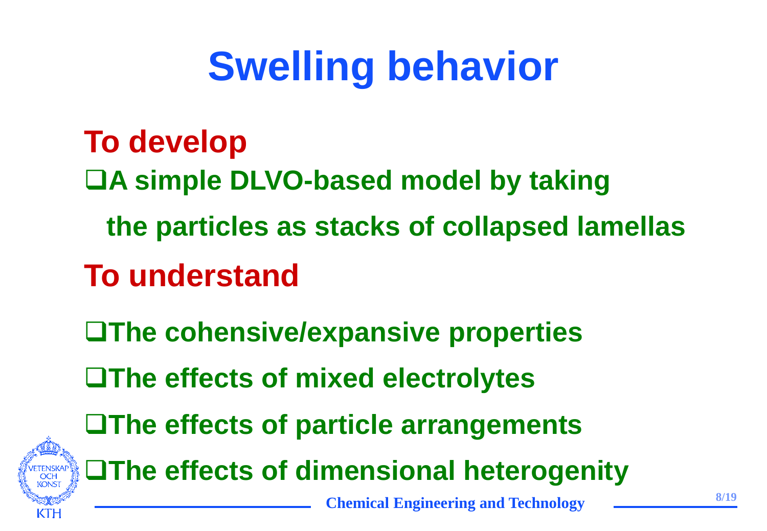# Swelling behavior

## To develop

- A simple DLVO-based model by taking the particles as stacks of collapsed lamellas

## To understand

- The cohensive/expansive properties
- The effects of mixed electrolytes
- The effects of particle arrangements
- The effects of dimensional heterogenity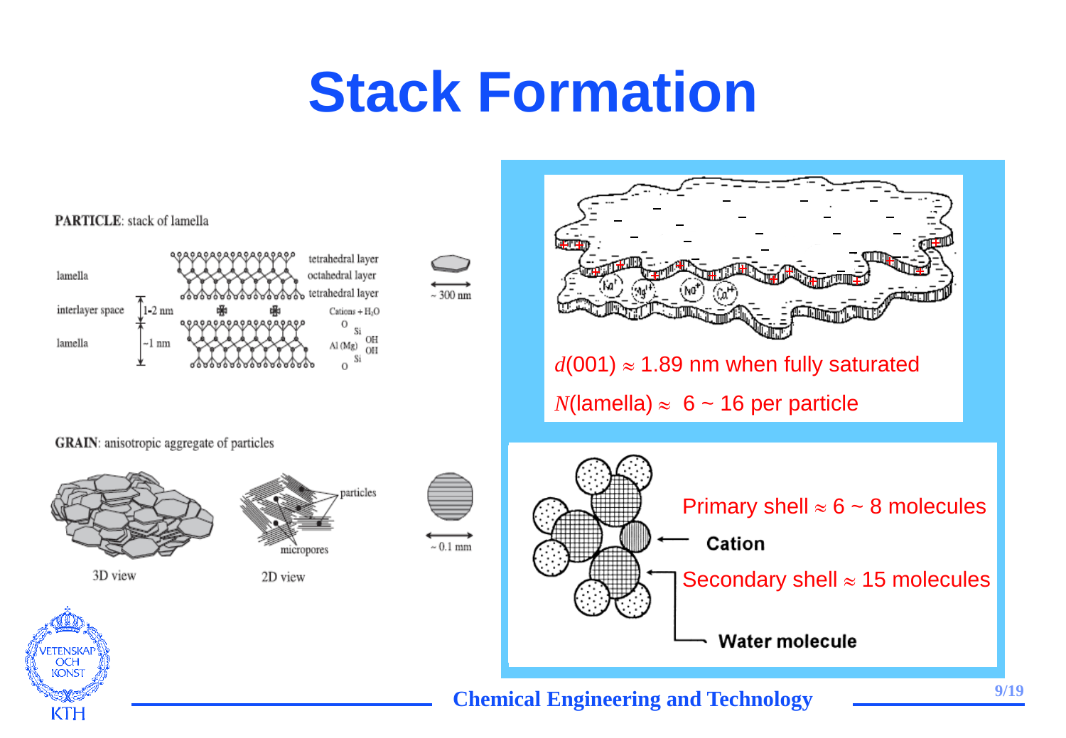# Stack Formation

**PARTICLE**: stack of lamella

lamella

interlayer space

lamella

1-2 nm

~1 nm

tetrahedral layer

octahedral layer

tetrahedral layer

Cations + $H_2O$

O

Si

Al (Mg)

OH

OH

Si

O

~ 300 nm

**GRAIN**: anisotropic aggregate of particles

particles

micropores

~ 0.1 mm

3D view

2D view

$d(001) \approx$ 1.89 nm when fully saturated

$N$(lamella) $\approx$ 6 ~ 16 per particle

Primary shell $\approx$ 6 ~ 8 molecules

Cation

Secondary shell $\approx$ 15 molecules

Water molecule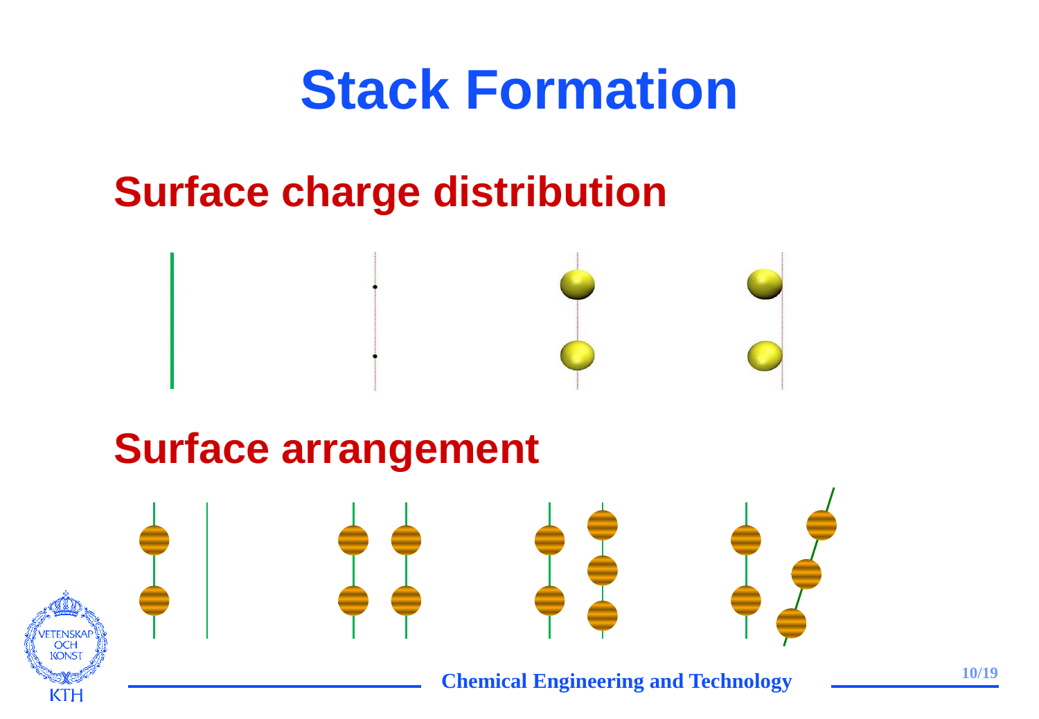# Stack Formation

## Surface charge distribution

## Surface arrangement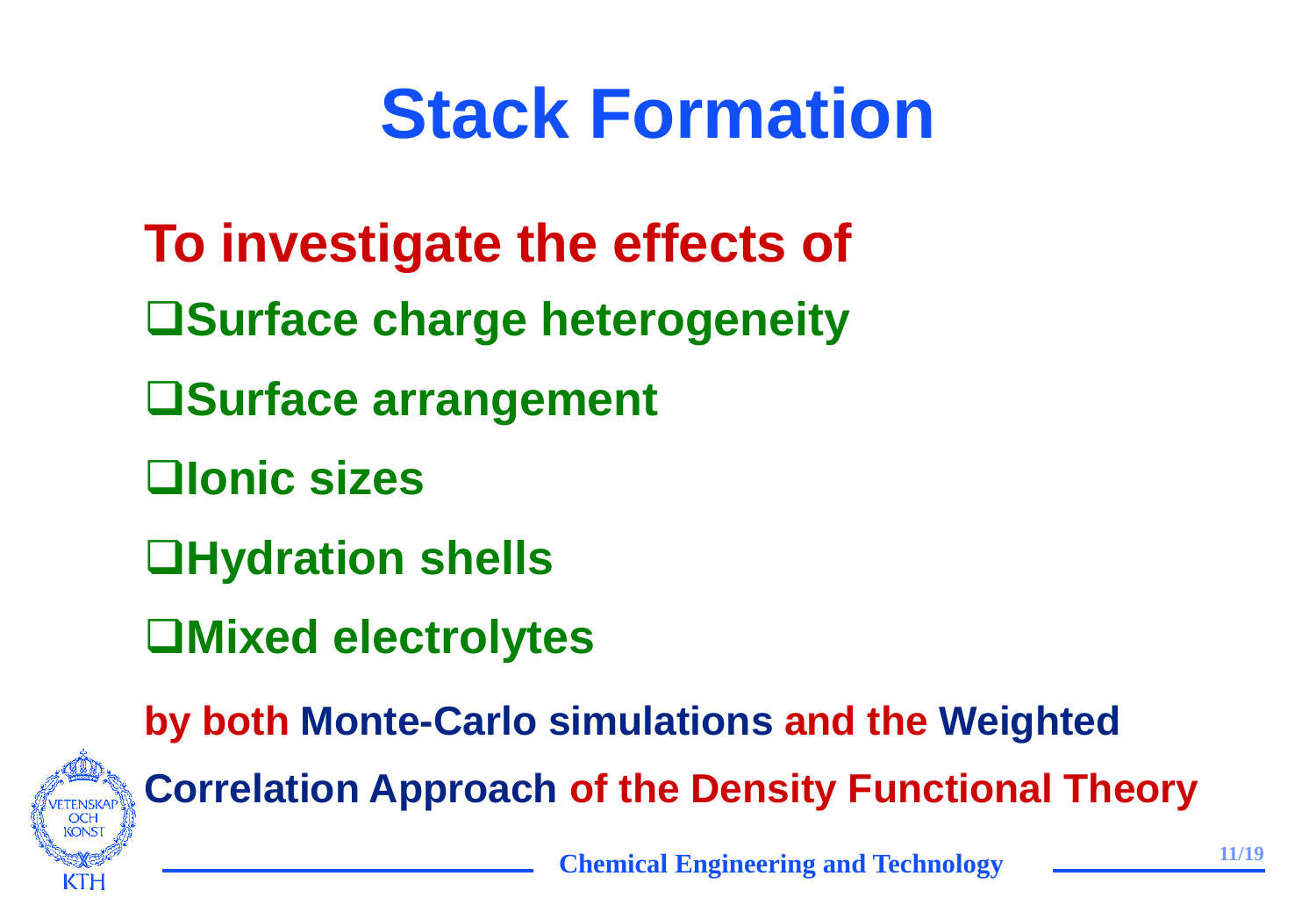# Stack Formation

**To investigate the effects of**

- **Surface charge heterogeneity**
- **Surface arrangement**
- **Ionic sizes**
- **Hydration shells**
- **Mixed electrolytes**

**by both Monte-Carlo simulations and the Weighted Correlation Approach of the Density Functional Theory**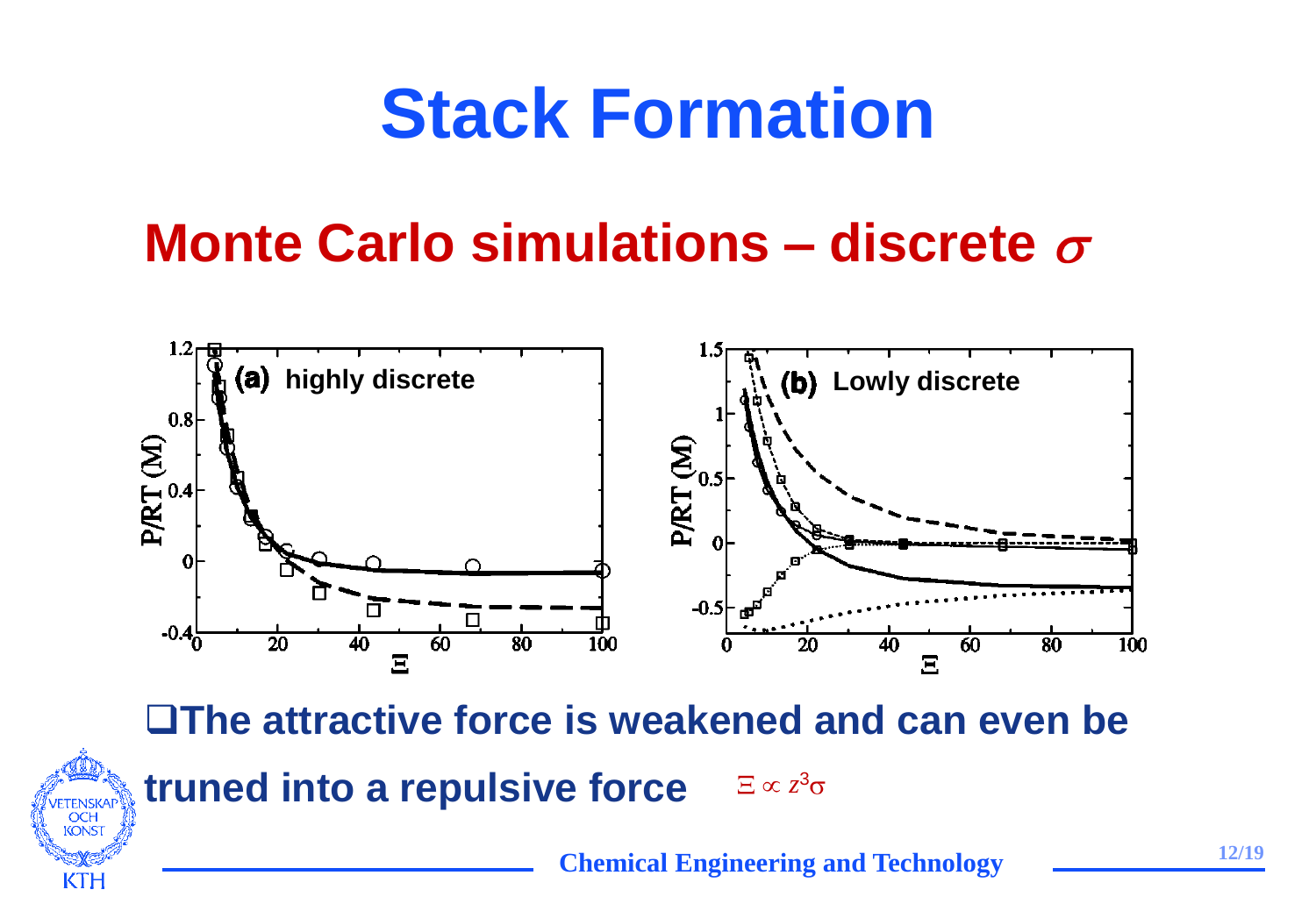# Stack Formation

## Monte Carlo simulations – discrete $\sigma$

(a) highly discrete

P/RT (M)

1.2
0.8
0.4
0
-0.4

0
20
40
60
80
100

$\Xi$

(b) Lowly discrete

P/RT (M)

1.5
1
0.5
0
-0.5

0
20
40
60
80
100

$\Xi$

- The attractive force is weakened and can even be truned into a repulsive force $\Xi \propto z^3\sigma$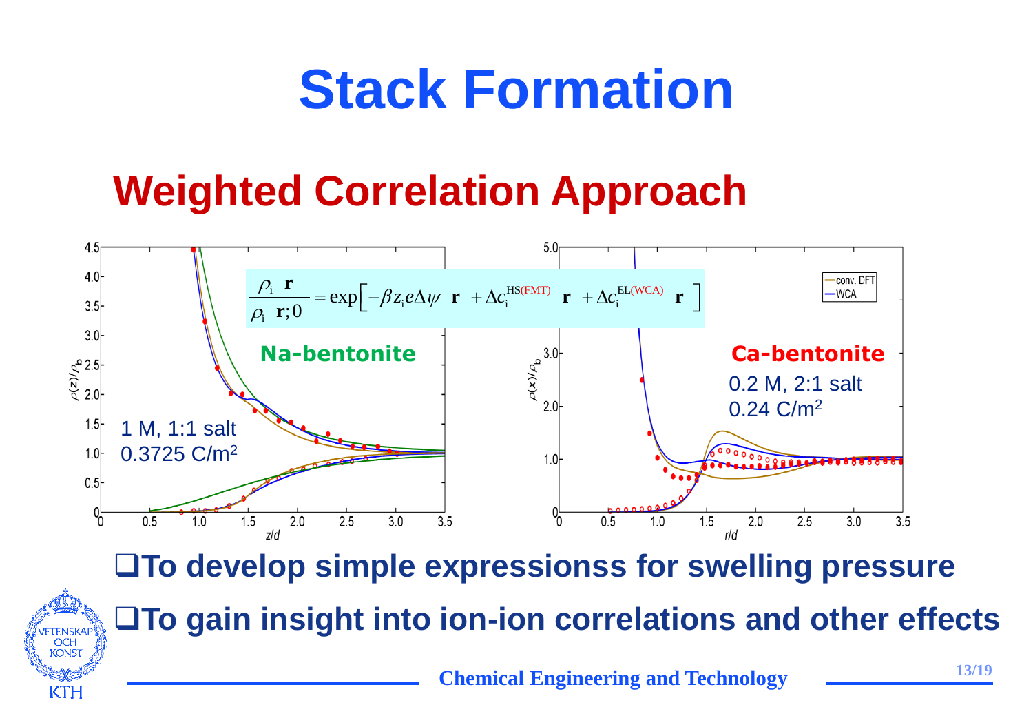# Stack Formation

## Weighted Correlation Approach

$$\frac{\rho_i(\mathbf{r})}{\rho_i(\mathbf{r};0)} = \exp\left[-\beta z_i e \Delta\psi(\mathbf{r}) + \Delta c_i^{\mathrm{HS(FMT)}}(\mathbf{r}) + \Delta c_i^{\mathrm{EL(WCA)}}(\mathbf{r})\right]$$

Na-bentonite

1 M, 1:1 salt
0.3725 C/m$^2$

$\rho(z)/\rho_b$

$z/d$

Ca-bentonite

0.2 M, 2:1 salt
0.24 C/m$^2$

$\rho(x)/\rho_b$

$r/d$

conv. DFT
WCA

- To develop simple expressionss for swelling pressure
- To gain insight into ion-ion correlations and other effects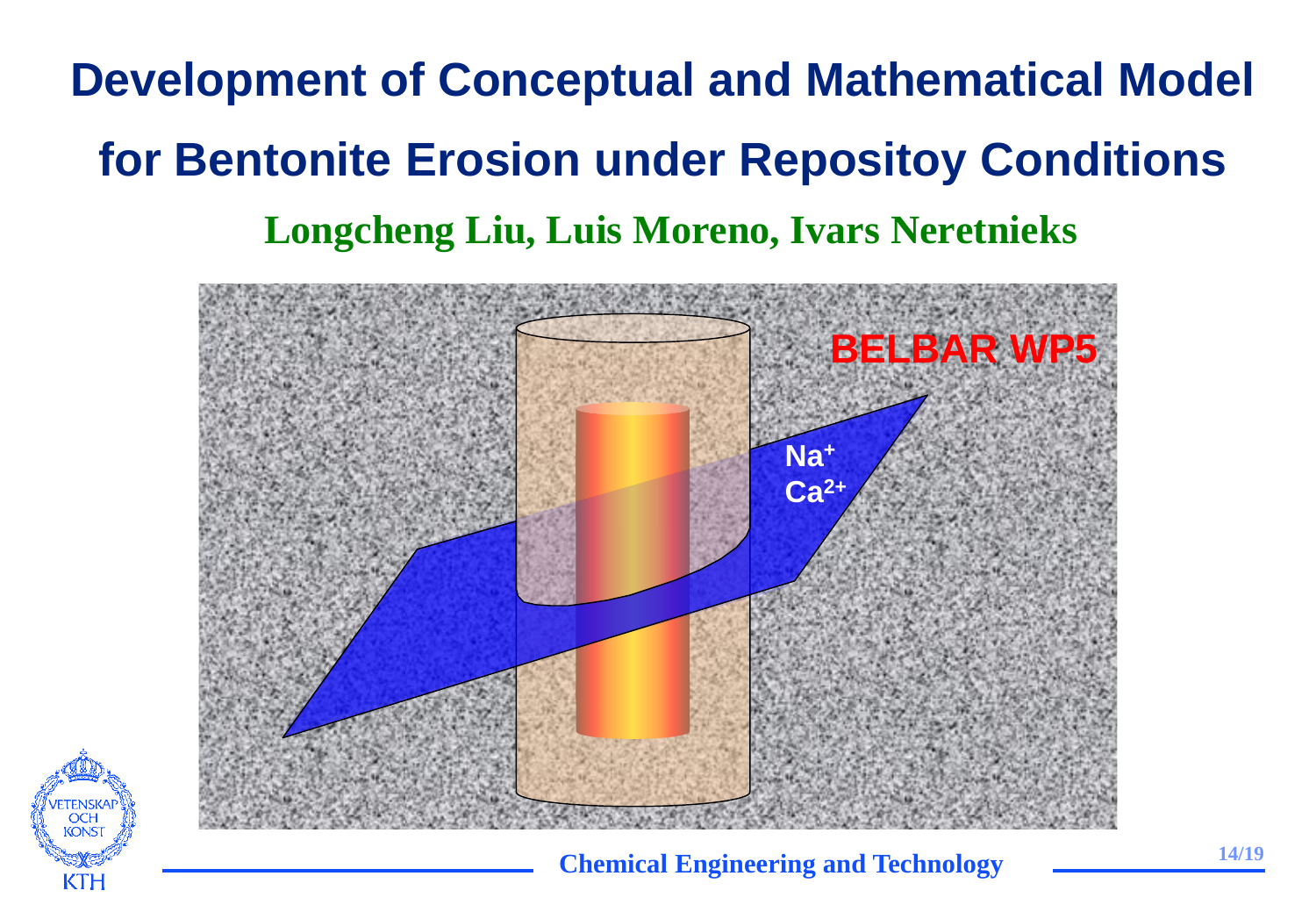# Development of Conceptual and Mathematical Model for Bentonite Erosion under Repositoy Conditions

**Longcheng Liu, Luis Moreno, Ivars Neretnieks**

BELBAR WP5

$Na^+$

$Ca^{2+}$

Chemical Engineering and Technology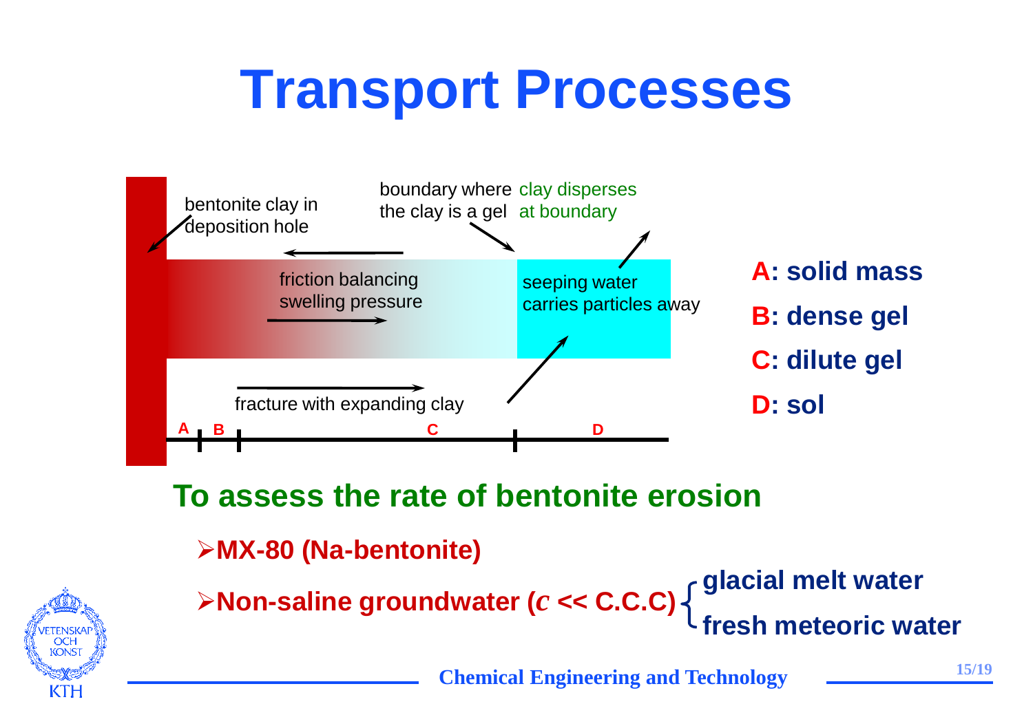# Transport Processes

bentonite clay in deposition hole

boundary where the clay is a gel

clay disperses at boundary

friction balancing swelling pressure

seeping water carries particles away

fracture with expanding clay

A B C D

**A: solid mass**

**B: dense gel**

**C: dilute gel**

**D: sol**

## To assess the rate of bentonite erosion

- **MX-80 (Na-bentonite)**
- **Non-saline groundwater ($c$ << C.C.C)**
  - **glacial melt water**
  - **fresh meteoric water**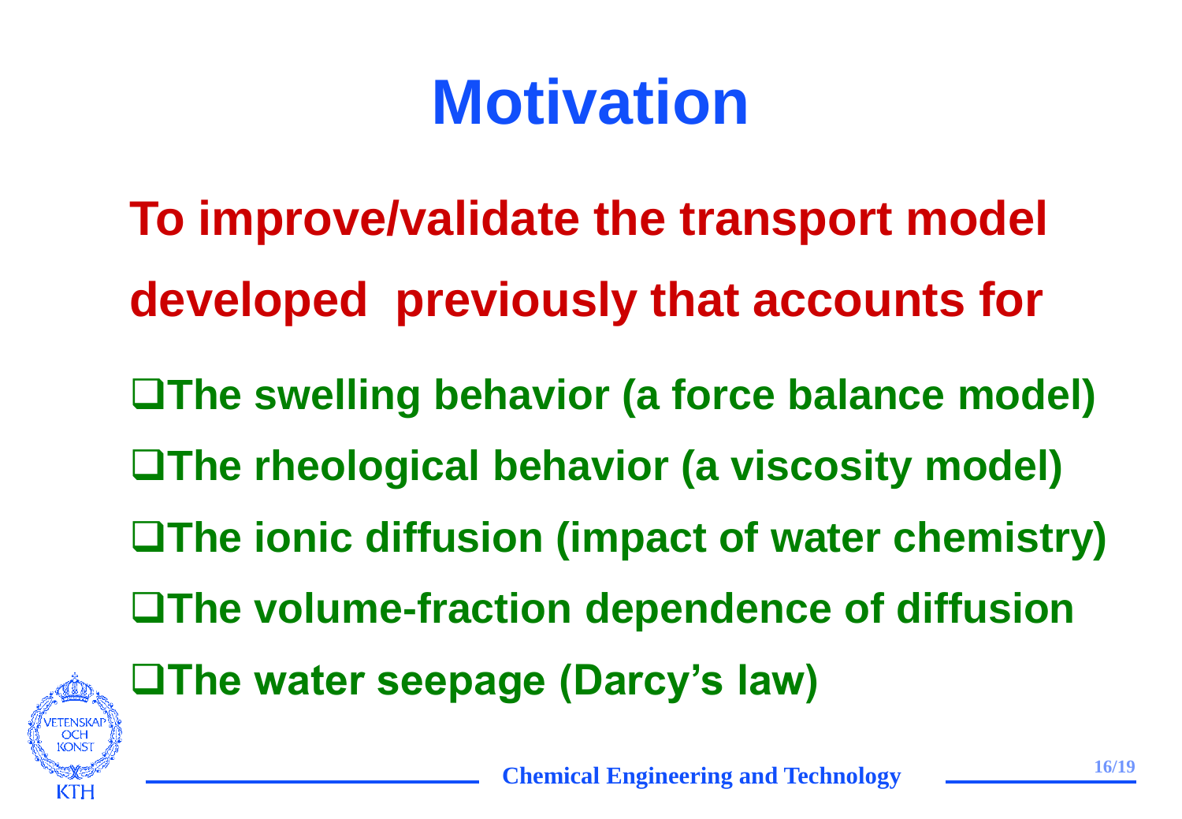# Motivation

**To improve/validate the transport model developed previously that accounts for**

- **The swelling behavior (a force balance model)**
- **The rheological behavior (a viscosity model)**
- **The ionic diffusion (impact of water chemistry)**
- **The volume-fraction dependence of diffusion**
- **The water seepage (Darcy's law)**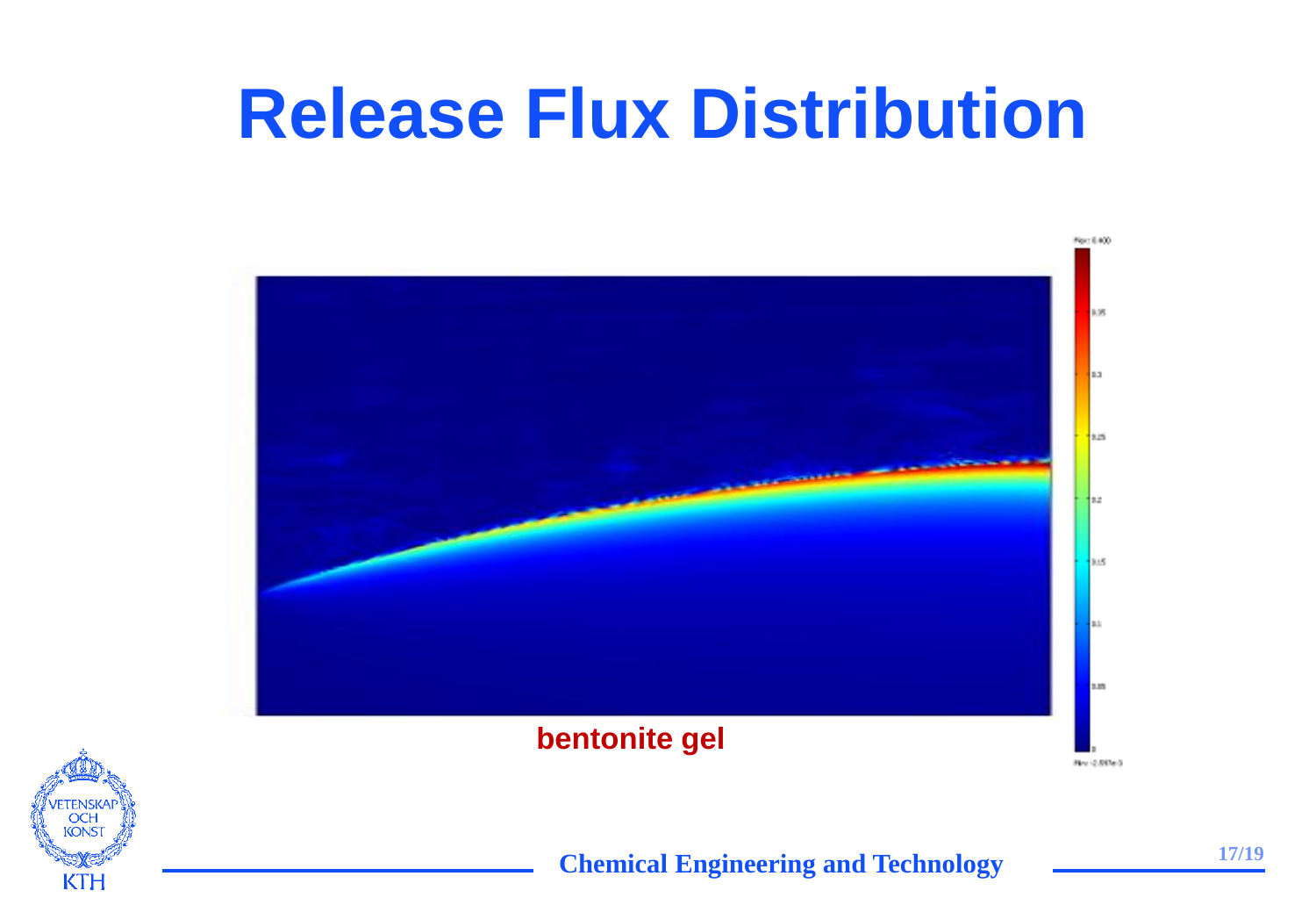# Release Flux Distribution

Max: 0.400

0.35

0.3

0.25

0.2

0.15

0.1

0.05

0

Min: -2.597e-3

**bentonite gel**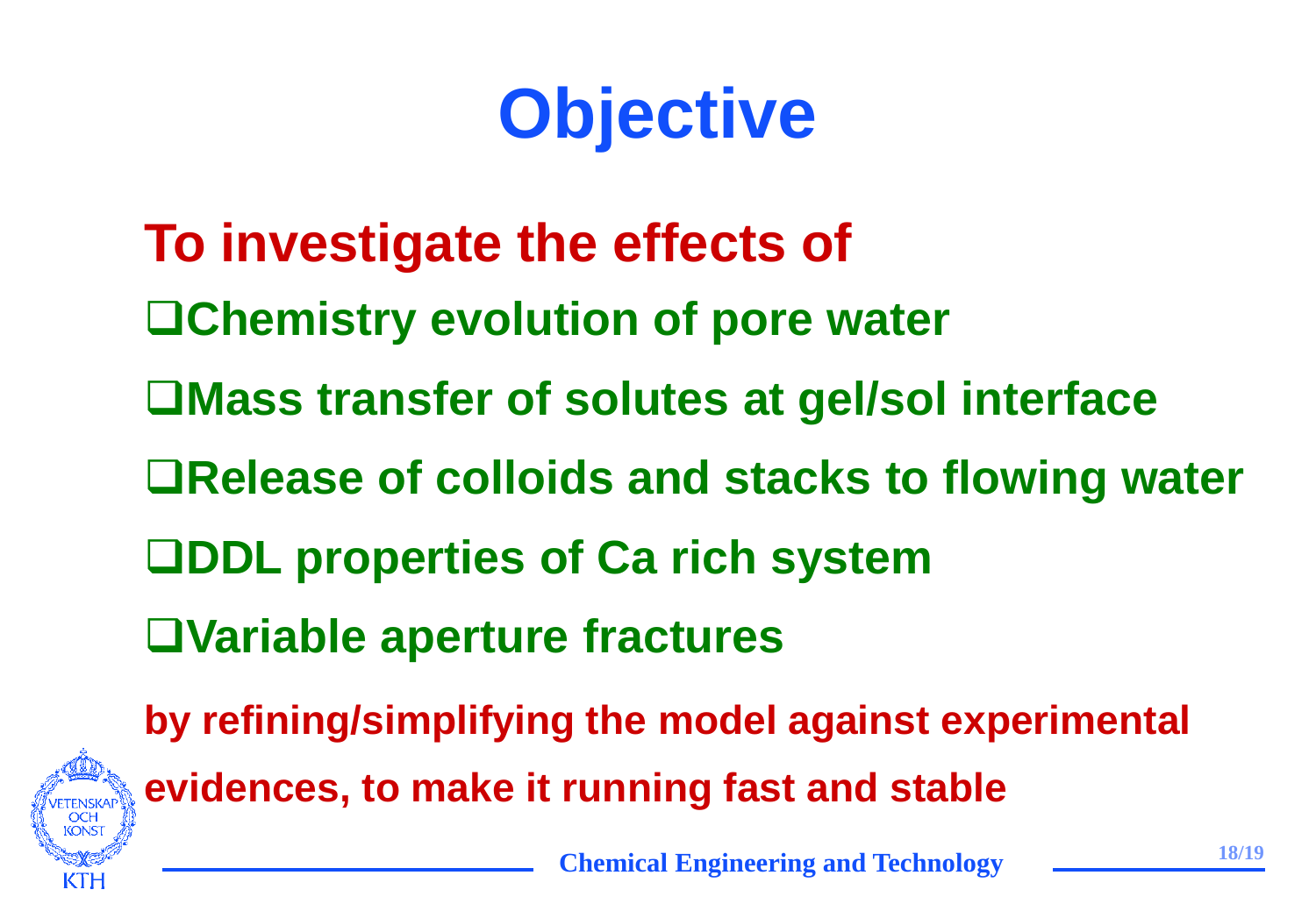# Objective

**To investigate the effects of**

- **Chemistry evolution of pore water**
- **Mass transfer of solutes at gel/sol interface**
- **Release of colloids and stacks to flowing water**
- **DDL properties of Ca rich system**
- **Variable aperture fractures**

**by refining/simplifying the model against experimental evidences, to make it running fast and stable**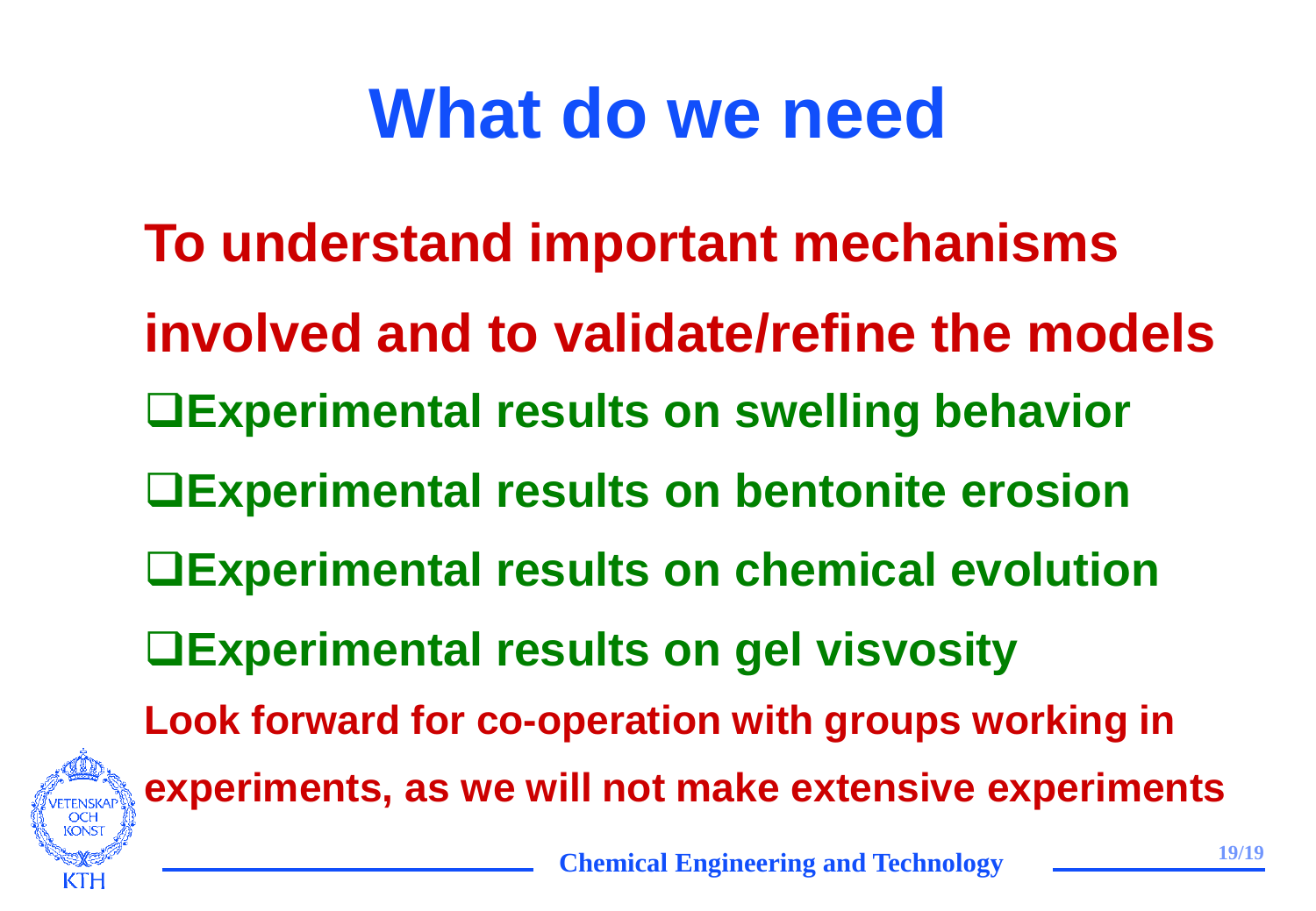# What do we need

**To understand important mechanisms involved and to validate/refine the models**

- ❑Experimental results on swelling behavior
- ❑Experimental results on bentonite erosion
- ❑Experimental results on chemical evolution
- ❑Experimental results on gel visvosity

**Look forward for co-operation with groups working in experiments, as we will not make extensive experiments**